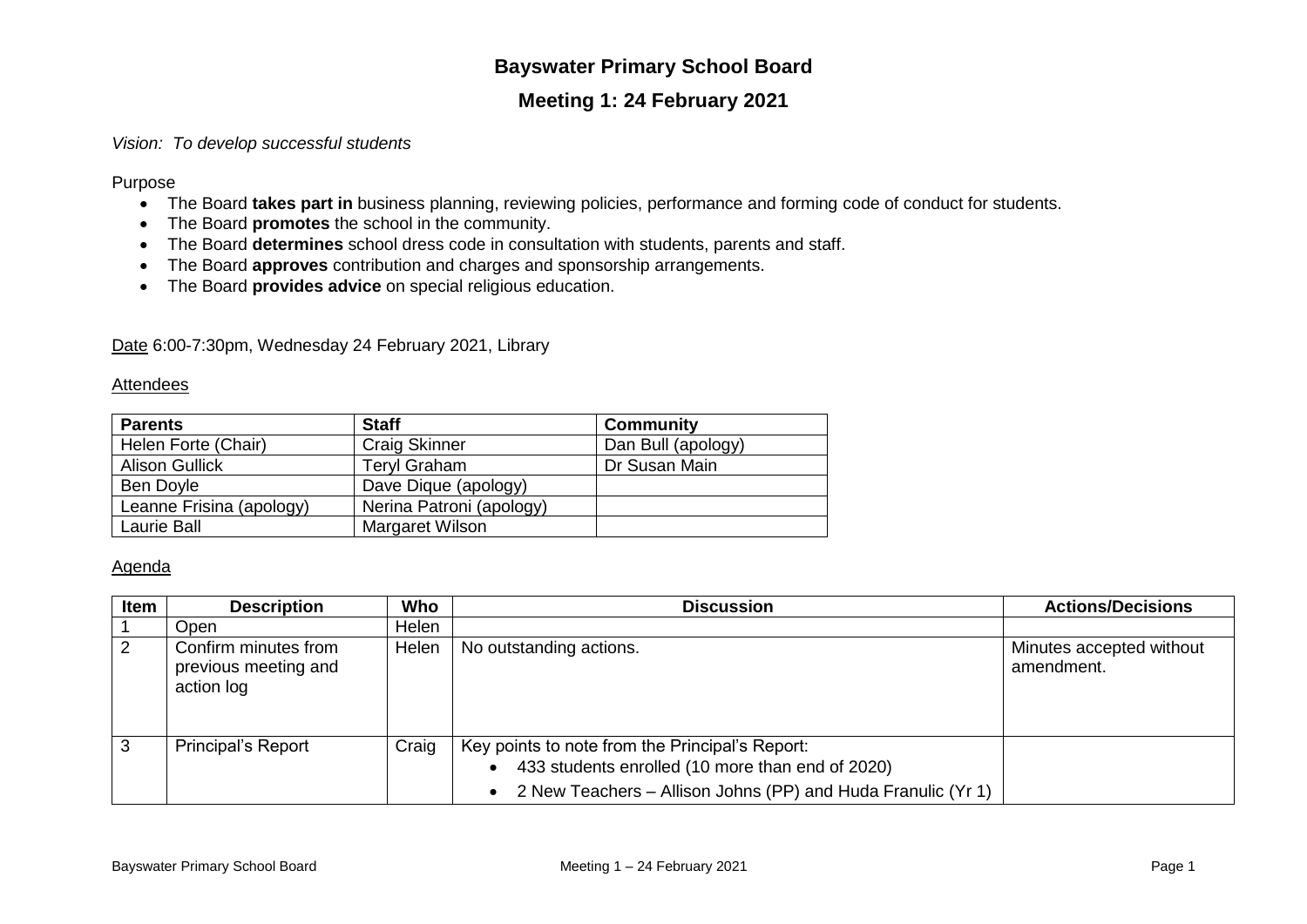# Bayswater Primary School Board

## Meeting 1: 24 February 2021

*Vision: To develop successful students*

Purpose

- The Board **takes part in** business planning, reviewing policies, performance and forming code of conduct for students.
- The Board **promotes** the school in the community.
- The Board **determines** school dress code in consultation with students, parents and staff.
- The Board **approves** contribution and charges and sponsorship arrangements.
- The Board **provides advice** on special religious education.

Date 6:00-7:30pm, Wednesday 24 February 2021, Library

Attendees

| Parents | Staff | Community |
|---|---|---|
| Helen Forte (Chair) | Craig Skinner | Dan Bull (apology) |
| Alison Gullick | Teryl Graham | Dr Susan Main |
| Ben Doyle | Dave Dique (apology) | |
| Leanne Frisina (apology) | Nerina Patroni (apology) | |
| Laurie Ball | Margaret Wilson | |

Agenda

| Item | Description | Who | Discussion | Actions/Decisions |
|---|---|---|---|---|
| 1 | Open | Helen | | |
| 2 | Confirm minutes from previous meeting and action log | Helen | No outstanding actions. | Minutes accepted without amendment. |
| 3 | Principal's Report | Craig | Key points to note from the Principal's Report:<br>• 433 students enrolled (10 more than end of 2020)<br>• 2 New Teachers – Allison Johns (PP) and Huda Franulic (Yr 1) | |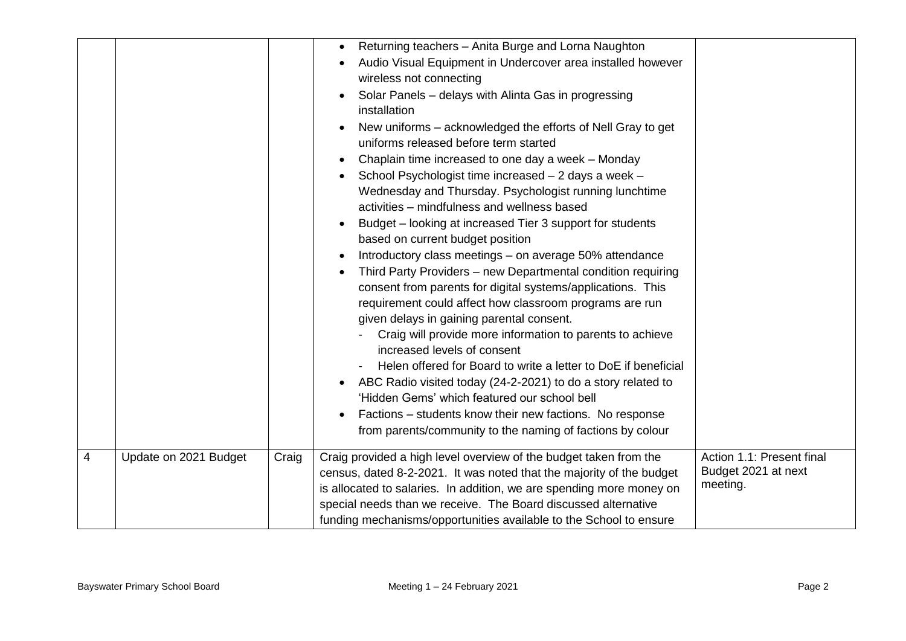| | | | | |
|---|---|---|---|---|
| | | | <ul><li>Returning teachers – Anita Burge and Lorna Naughton</li><li>Audio Visual Equipment in Undercover area installed however wireless not connecting</li><li>Solar Panels – delays with Alinta Gas in progressing installation</li><li>New uniforms – acknowledged the efforts of Nell Gray to get uniforms released before term started</li><li>Chaplain time increased to one day a week – Monday</li><li>School Psychologist time increased – 2 days a week – Wednesday and Thursday. Psychologist running lunchtime activities – mindfulness and wellness based</li><li>Budget – looking at increased Tier 3 support for students based on current budget position</li><li>Introductory class meetings – on average 50% attendance</li><li>Third Party Providers – new Departmental condition requiring consent from parents for digital systems/applications. This requirement could affect how classroom programs are run given delays in gaining parental consent.<br>- Craig will provide more information to parents to achieve increased levels of consent<br>- Helen offered for Board to write a letter to DoE if beneficial</li><li>ABC Radio visited today (24-2-2021) to do a story related to 'Hidden Gems' which featured our school bell</li><li>Factions – students know their new factions. No response from parents/community to the naming of factions by colour</li></ul> | |
| 4 | Update on 2021 Budget | Craig | Craig provided a high level overview of the budget taken from the census, dated 8-2-2021. It was noted that the majority of the budget is allocated to salaries. In addition, we are spending more money on special needs than we receive. The Board discussed alternative funding mechanisms/opportunities available to the School to ensure | Action 1.1: Present final Budget 2021 at next meeting. |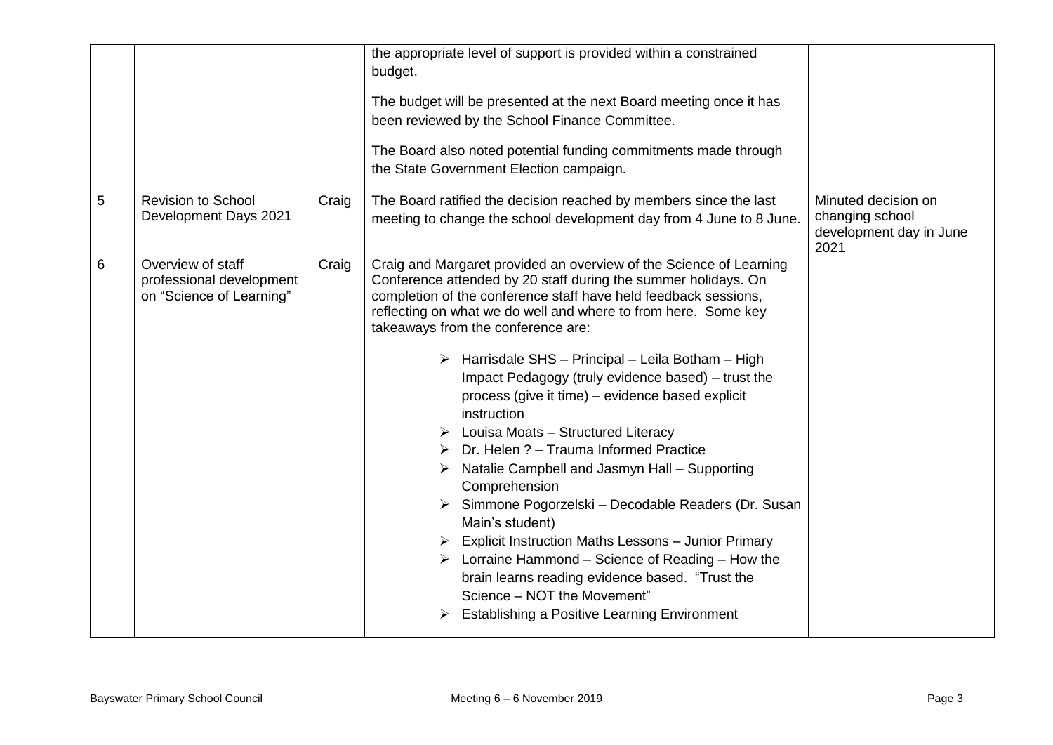| | | | | |
|---|---|---|---|---|
| | | | the appropriate level of support is provided within a constrained budget.<br><br>The budget will be presented at the next Board meeting once it has been reviewed by the School Finance Committee.<br><br>The Board also noted potential funding commitments made through the State Government Election campaign. | |
| 5 | Revision to School Development Days 2021 | Craig | The Board ratified the decision reached by members since the last meeting to change the school development day from 4 June to 8 June. | Minuted decision on changing school development day in June 2021 |
| 6 | Overview of staff professional development on "Science of Learning" | Craig | Craig and Margaret provided an overview of the Science of Learning Conference attended by 20 staff during the summer holidays. On completion of the conference staff have held feedback sessions, reflecting on what we do well and where to from here. Some key takeaways from the conference are:<br><br>➢ Harrisdale SHS – Principal – Leila Botham – High Impact Pedagogy (truly evidence based) – trust the process (give it time) – evidence based explicit instruction<br>➢ Louisa Moats – Structured Literacy<br>➢ Dr. Helen ? – Trauma Informed Practice<br>➢ Natalie Campbell and Jasmyn Hall – Supporting Comprehension<br>➢ Simmone Pogorzelski – Decodable Readers (Dr. Susan Main's student)<br>➢ Explicit Instruction Maths Lessons – Junior Primary<br>➢ Lorraine Hammond – Science of Reading – How the brain learns reading evidence based. "Trust the Science – NOT the Movement"<br>➢ Establishing a Positive Learning Environment | |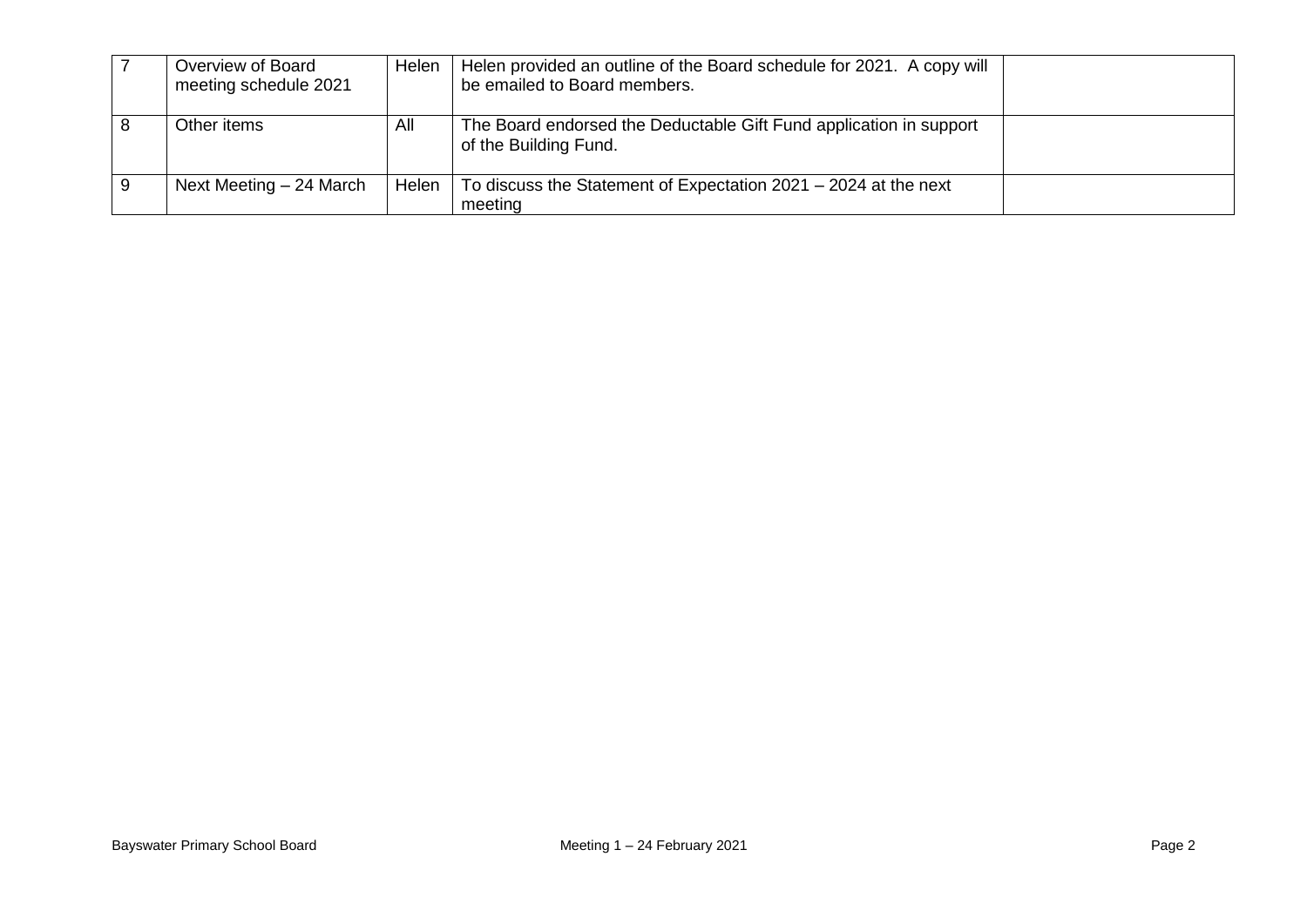| | | | | |
|---|---|---|---|---|
| 7 | Overview of Board meeting schedule 2021 | Helen | Helen provided an outline of the Board schedule for 2021. A copy will be emailed to Board members. | |
| 8 | Other items | All | The Board endorsed the Deductable Gift Fund application in support of the Building Fund. | |
| 9 | Next Meeting – 24 March | Helen | To discuss the Statement of Expectation 2021 – 2024 at the next meeting | |